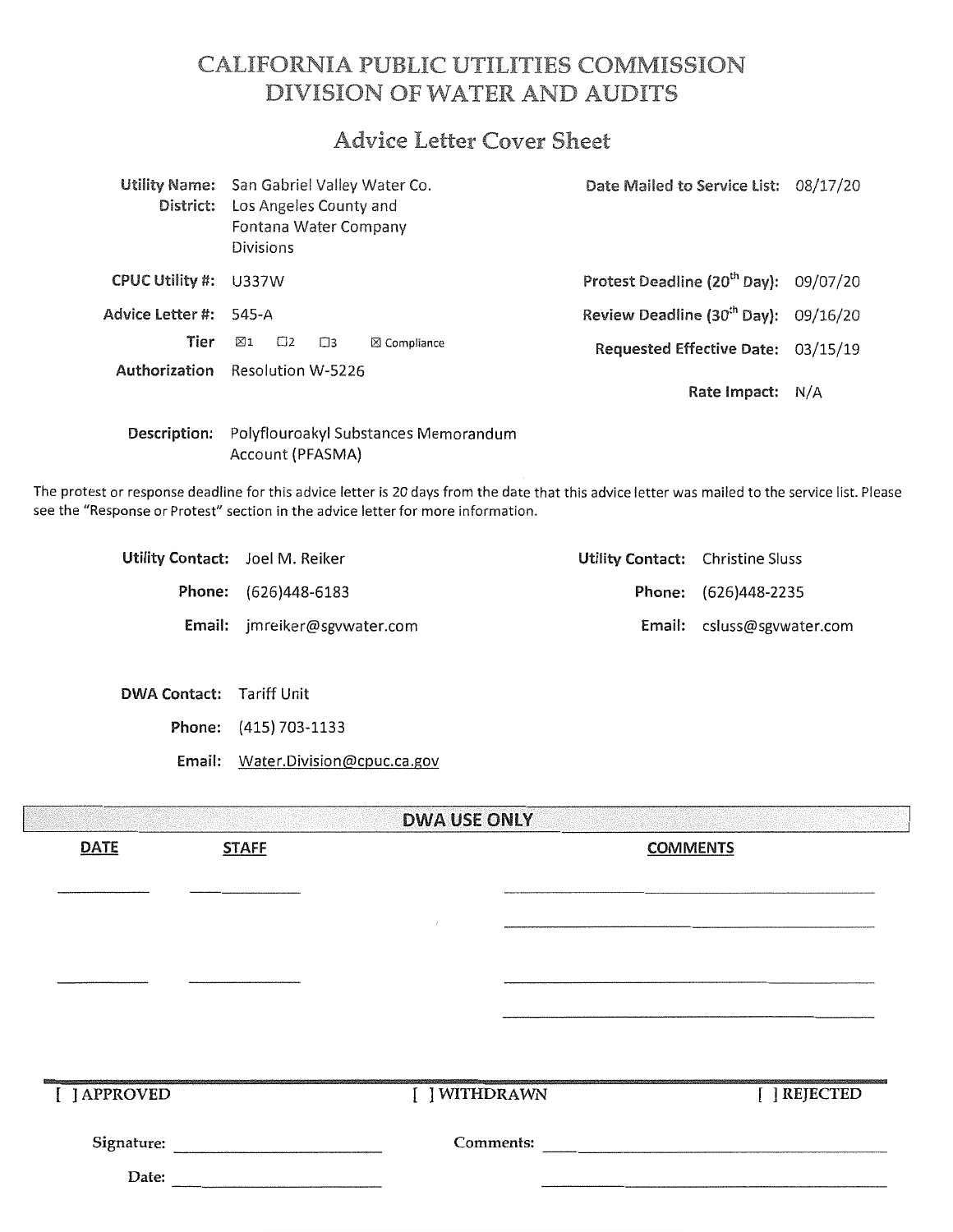# CALIFORNIA PUBLIC UTILITIES COMMISSION
# DIVISION OF WATER AND AUDITS

## Advice Letter Cover Sheet

**Utility Name:** San Gabriel Valley Water Co.
**District:** Los Angeles County and Fontana Water Company Divisions

**CPUC Utility #:** U337W

**Advice Letter #:** 545-A

**Tier** ☒1 ☐2 ☐3 ☒ Compliance

**Authorization** Resolution W-5226

**Date Mailed to Service List:** 08/17/20

**Protest Deadline (20th Day):** 09/07/20

**Review Deadline (30th Day):** 09/16/20

**Requested Effective Date:** 03/15/19

**Rate Impact:** N/A

**Description:** Polyflouroakyl Substances Memorandum Account (PFASMA)

The protest or response deadline for this advice letter is 20 days from the date that this advice letter was mailed to the service list. Please see the "Response or Protest" section in the advice letter for more information.

**Utility Contact:** Joel M. Reiker
**Phone:** (626)448-6183
**Email:** jmreiker@sgvwater.com

**Utility Contact:** Christine Sluss
**Phone:** (626)448-2235
**Email:** csluss@sgvwater.com

**DWA Contact:** Tariff Unit
**Phone:** (415) 703-1133
**Email:** Water.Division@cpuc.ca.gov

## DWA USE ONLY

| DATE | STAFF | COMMENTS |
|---|---|---|
| | | |
| | | |

[ ] APPROVED [ ] WITHDRAWN [ ] REJECTED

Signature: \_\_\_\_\_\_\_\_\_\_\_\_ Comments: \_\_\_\_\_\_\_\_\_\_\_\_

Date: \_\_\_\_\_\_\_\_\_\_\_\_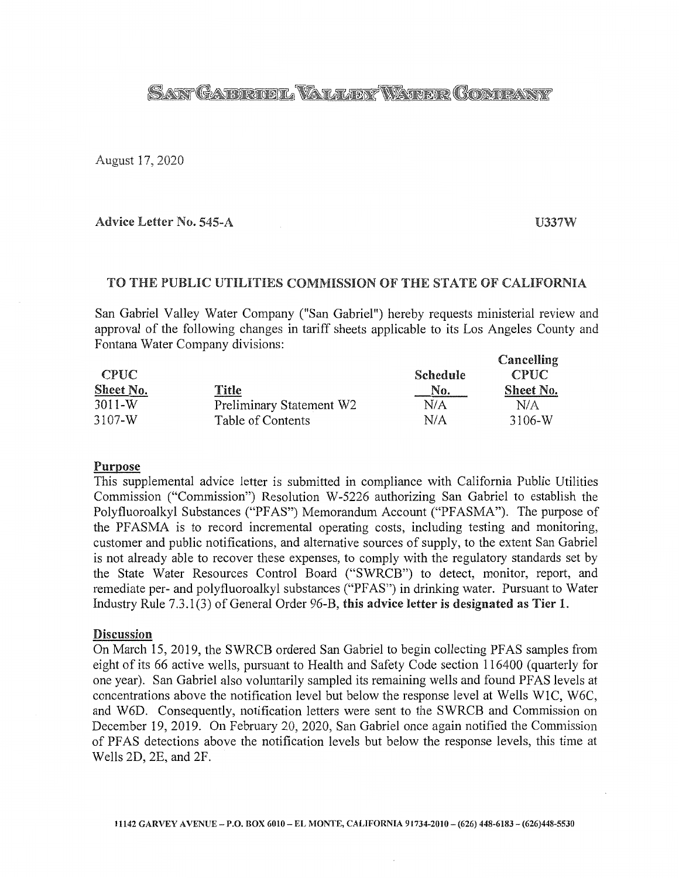# SAN GABRIEL VALLEY WATER COMPANY

August 17, 2020

**Advice Letter No. 545-A** **U337W**

### TO THE PUBLIC UTILITIES COMMISSION OF THE STATE OF CALIFORNIA

San Gabriel Valley Water Company ("San Gabriel") hereby requests ministerial review and approval of the following changes in tariff sheets applicable to its Los Angeles County and Fontana Water Company divisions:

| CPUC Sheet No. | Title | Schedule No. | Cancelling CPUC Sheet No. |
|---|---|---|---|
| 3011-W | Preliminary Statement W2 | N/A | N/A |
| 3107-W | Table of Contents | N/A | 3106-W |

**Purpose**

This supplemental advice letter is submitted in compliance with California Public Utilities Commission ("Commission") Resolution W-5226 authorizing San Gabriel to establish the Polyfluoroalkyl Substances ("PFAS") Memorandum Account ("PFASMA"). The purpose of the PFASMA is to record incremental operating costs, including testing and monitoring, customer and public notifications, and alternative sources of supply, to the extent San Gabriel is not already able to recover these expenses, to comply with the regulatory standards set by the State Water Resources Control Board ("SWRCB") to detect, monitor, report, and remediate per- and polyfluoroalkyl substances ("PFAS") in drinking water. Pursuant to Water Industry Rule 7.3.1(3) of General Order 96-B, **this advice letter is designated as Tier 1.**

**Discussion**

On March 15, 2019, the SWRCB ordered San Gabriel to begin collecting PFAS samples from eight of its 66 active wells, pursuant to Health and Safety Code section 116400 (quarterly for one year). San Gabriel also voluntarily sampled its remaining wells and found PFAS levels at concentrations above the notification level but below the response level at Wells W1C, W6C, and W6D. Consequently, notification letters were sent to the SWRCB and Commission on December 19, 2019. On February 20, 2020, San Gabriel once again notified the Commission of PFAS detections above the notification levels but below the response levels, this time at Wells 2D, 2E, and 2F.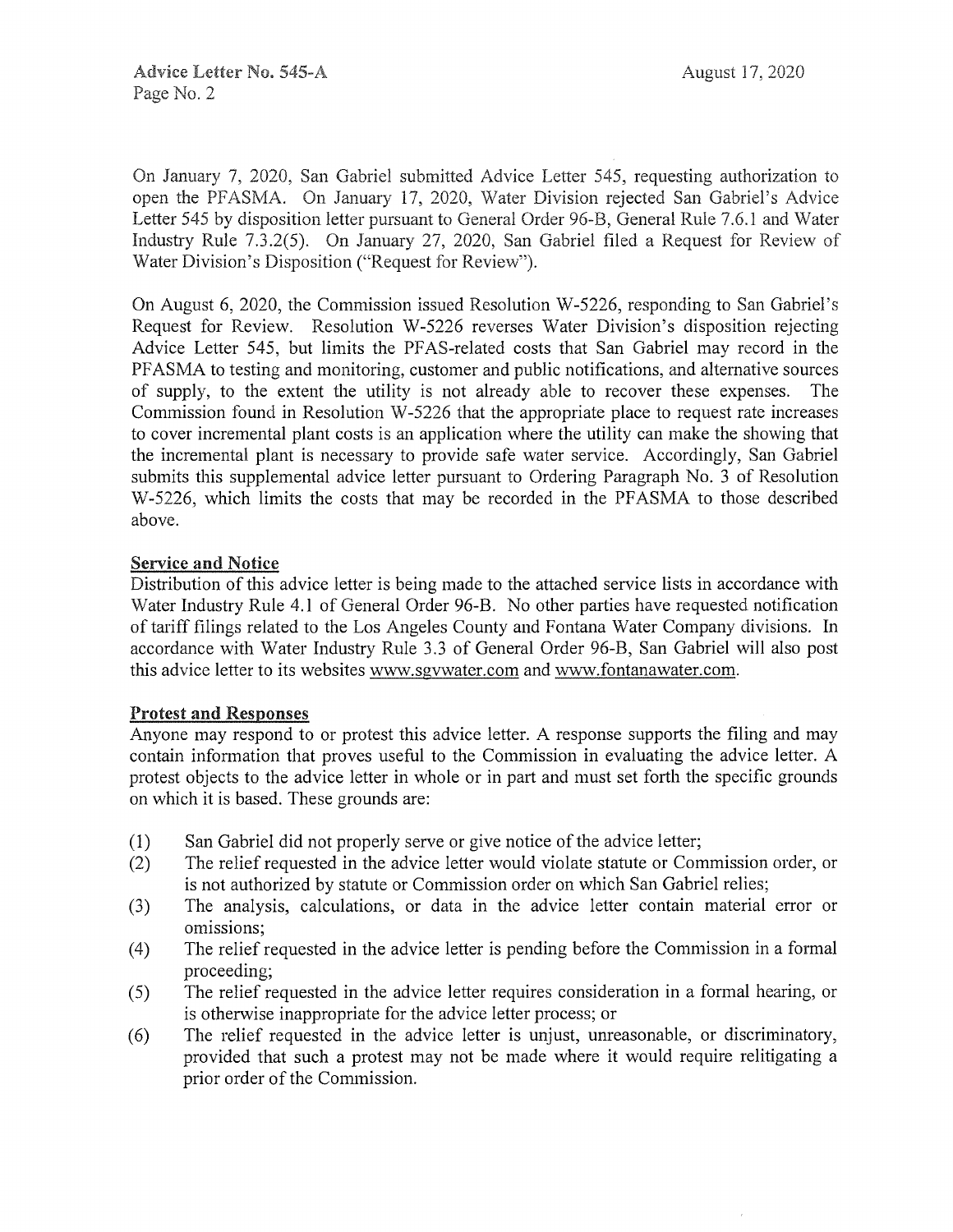On January 7, 2020, San Gabriel submitted Advice Letter 545, requesting authorization to open the PFASMA. On January 17, 2020, Water Division rejected San Gabriel's Advice Letter 545 by disposition letter pursuant to General Order 96-B, General Rule 7.6.1 and Water Industry Rule 7.3.2(5). On January 27, 2020, San Gabriel filed a Request for Review of Water Division's Disposition ("Request for Review").

On August 6, 2020, the Commission issued Resolution W-5226, responding to San Gabriel's Request for Review. Resolution W-5226 reverses Water Division's disposition rejecting Advice Letter 545, but limits the PFAS-related costs that San Gabriel may record in the PFASMA to testing and monitoring, customer and public notifications, and alternative sources of supply, to the extent the utility is not already able to recover these expenses. The Commission found in Resolution W-5226 that the appropriate place to request rate increases to cover incremental plant costs is an application where the utility can make the showing that the incremental plant is necessary to provide safe water service. Accordingly, San Gabriel submits this supplemental advice letter pursuant to Ordering Paragraph No. 3 of Resolution W-5226, which limits the costs that may be recorded in the PFASMA to those described above.

**Service and Notice**

Distribution of this advice letter is being made to the attached service lists in accordance with Water Industry Rule 4.1 of General Order 96-B. No other parties have requested notification of tariff filings related to the Los Angeles County and Fontana Water Company divisions. In accordance with Water Industry Rule 3.3 of General Order 96-B, San Gabriel will also post this advice letter to its websites www.sgvwater.com and www.fontanawater.com.

**Protest and Responses**

Anyone may respond to or protest this advice letter. A response supports the filing and may contain information that proves useful to the Commission in evaluating the advice letter. A protest objects to the advice letter in whole or in part and must set forth the specific grounds on which it is based. These grounds are:

(1) San Gabriel did not properly serve or give notice of the advice letter;
(2) The relief requested in the advice letter would violate statute or Commission order, or is not authorized by statute or Commission order on which San Gabriel relies;
(3) The analysis, calculations, or data in the advice letter contain material error or omissions;
(4) The relief requested in the advice letter is pending before the Commission in a formal proceeding;
(5) The relief requested in the advice letter requires consideration in a formal hearing, or is otherwise inappropriate for the advice letter process; or
(6) The relief requested in the advice letter is unjust, unreasonable, or discriminatory, provided that such a protest may not be made where it would require relitigating a prior order of the Commission.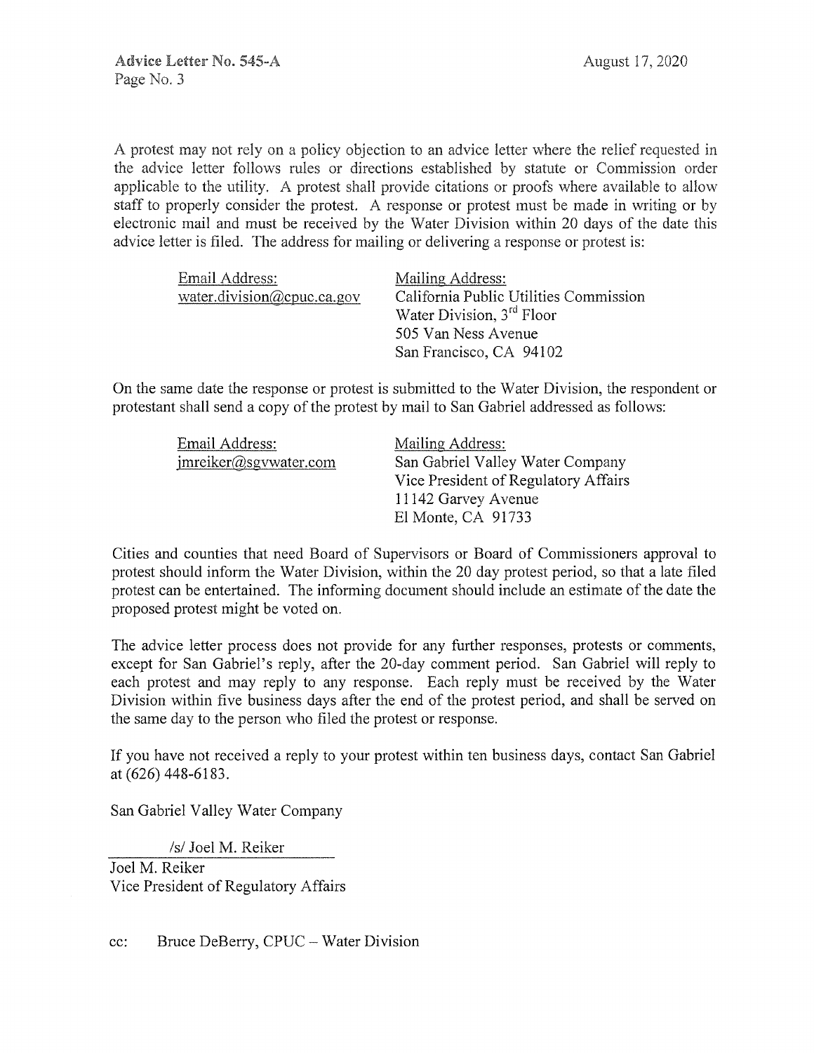A protest may not rely on a policy objection to an advice letter where the relief requested in the advice letter follows rules or directions established by statute or Commission order applicable to the utility. A protest shall provide citations or proofs where available to allow staff to properly consider the protest. A response or protest must be made in writing or by electronic mail and must be received by the Water Division within 20 days of the date this advice letter is filed. The address for mailing or delivering a response or protest is:

| Email Address: | Mailing Address: |
| --- | --- |
| water.division@cpuc.ca.gov | California Public Utilities Commission<br>Water Division, 3rd Floor<br>505 Van Ness Avenue<br>San Francisco, CA 94102 |

On the same date the response or protest is submitted to the Water Division, the respondent or protestant shall send a copy of the protest by mail to San Gabriel addressed as follows:

| Email Address: | Mailing Address: |
| --- | --- |
| jmreiker@sgvwater.com | San Gabriel Valley Water Company<br>Vice President of Regulatory Affairs<br>11142 Garvey Avenue<br>El Monte, CA 91733 |

Cities and counties that need Board of Supervisors or Board of Commissioners approval to protest should inform the Water Division, within the 20 day protest period, so that a late filed protest can be entertained. The informing document should include an estimate of the date the proposed protest might be voted on.

The advice letter process does not provide for any further responses, protests or comments, except for San Gabriel's reply, after the 20-day comment period. San Gabriel will reply to each protest and may reply to any response. Each reply must be received by the Water Division within five business days after the end of the protest period, and shall be served on the same day to the person who filed the protest or response.

If you have not received a reply to your protest within ten business days, contact San Gabriel at (626) 448-6183.

San Gabriel Valley Water Company

/s/ Joel M. Reiker

Joel M. Reiker
Vice President of Regulatory Affairs

cc: Bruce DeBerry, CPUC – Water Division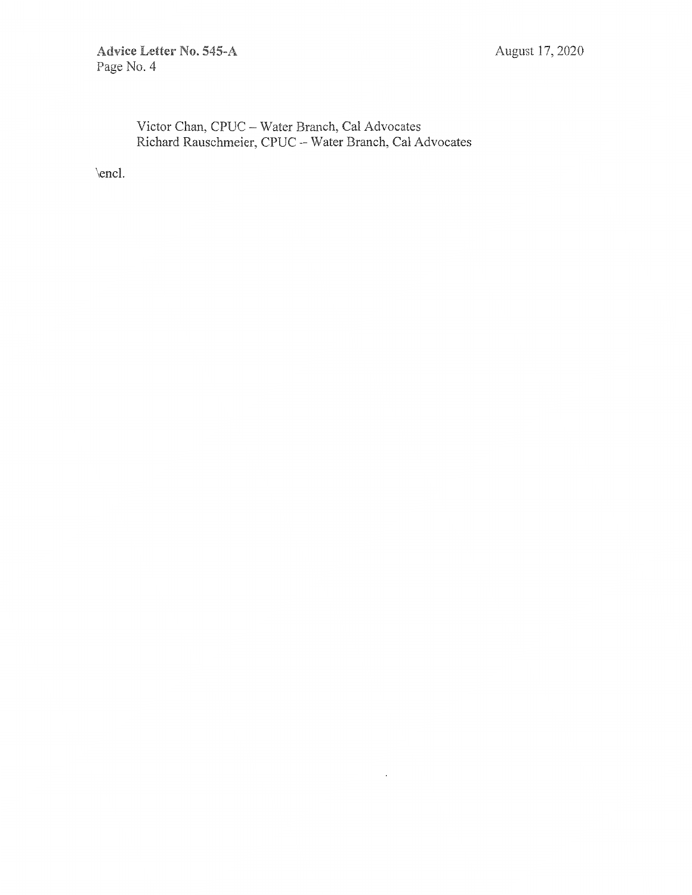Victor Chan, CPUC – Water Branch, Cal Advocates
Richard Rauschmeier, CPUC -- Water Branch, Cal Advocates

\encl.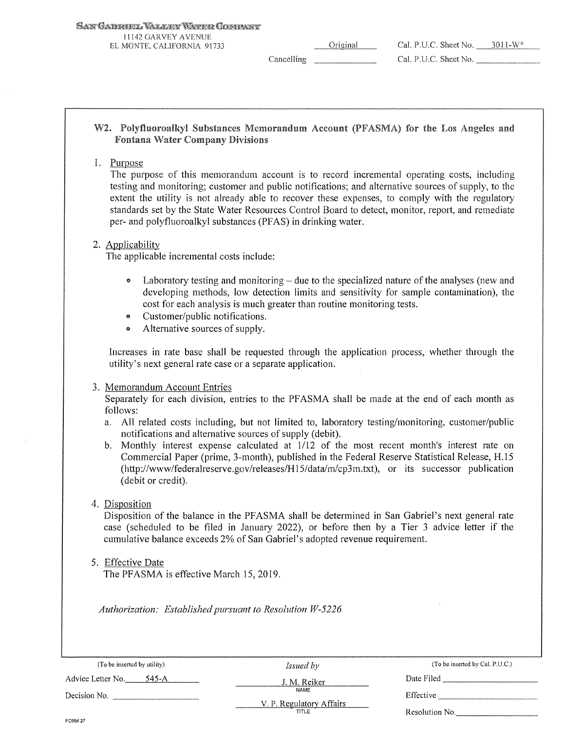SAN GABRIEL VALLEY WATER COMPANY
11142 GARVEY AVENUE
EL MONTE, CALIFORNIA 91733

| | Original | Cal. P.U.C. Sheet No. 3011-W* |
|---|---|---|
| | Cancelling | Cal. P.U.C. Sheet No. |

## W2. Polyfluoroalkyl Substances Memorandum Account (PFASMA) for the Los Angeles and Fontana Water Company Divisions

1. Purpose
   The purpose of this memorandum account is to record incremental operating costs, including testing and monitoring; customer and public notifications; and alternative sources of supply, to the extent the utility is not already able to recover these expenses, to comply with the regulatory standards set by the State Water Resources Control Board to detect, monitor, report, and remediate per- and polyfluoroalkyl substances (PFAS) in drinking water.

2. Applicability
   The applicable incremental costs include:

   - Laboratory testing and monitoring – due to the specialized nature of the analyses (new and developing methods, low detection limits and sensitivity for sample contamination), the cost for each analysis is much greater than routine monitoring tests.
   - Customer/public notifications.
   - Alternative sources of supply.

   Increases in rate base shall be requested through the application process, whether through the utility's next general rate case or a separate application.

3. Memorandum Account Entries
   Separately for each division, entries to the PFASMA shall be made at the end of each month as follows:
   a. All related costs including, but not limited to, laboratory testing/monitoring, customer/public notifications and alternative sources of supply (debit).
   b. Monthly interest expense calculated at 1/12 of the most recent month's interest rate on Commercial Paper (prime, 3-month), published in the Federal Reserve Statistical Release, H.15 (http://www/federalreserve.gov/releases/H15/data/m/cp3m.txt), or its successor publication (debit or credit).

4. Disposition
   Disposition of the balance in the PFASMA shall be determined in San Gabriel's next general rate case (scheduled to be filed in January 2022), or before then by a Tier 3 advice letter if the cumulative balance exceeds 2% of San Gabriel's adopted revenue requirement.

5. Effective Date
   The PFASMA is effective March 15, 2019.

*Authorization: Established pursuant to Resolution W-5226*

| (To be inserted by utility) | *Issued by* | (To be inserted by Cal. P.U.C.) |
|---|---|---|
| Advice Letter No. 545-A | J. M. Reiker (NAME) | Date Filed |
| Decision No. | V. P. Regulatory Affairs (TITLE) | Effective |
| | | Resolution No. |

FORM 27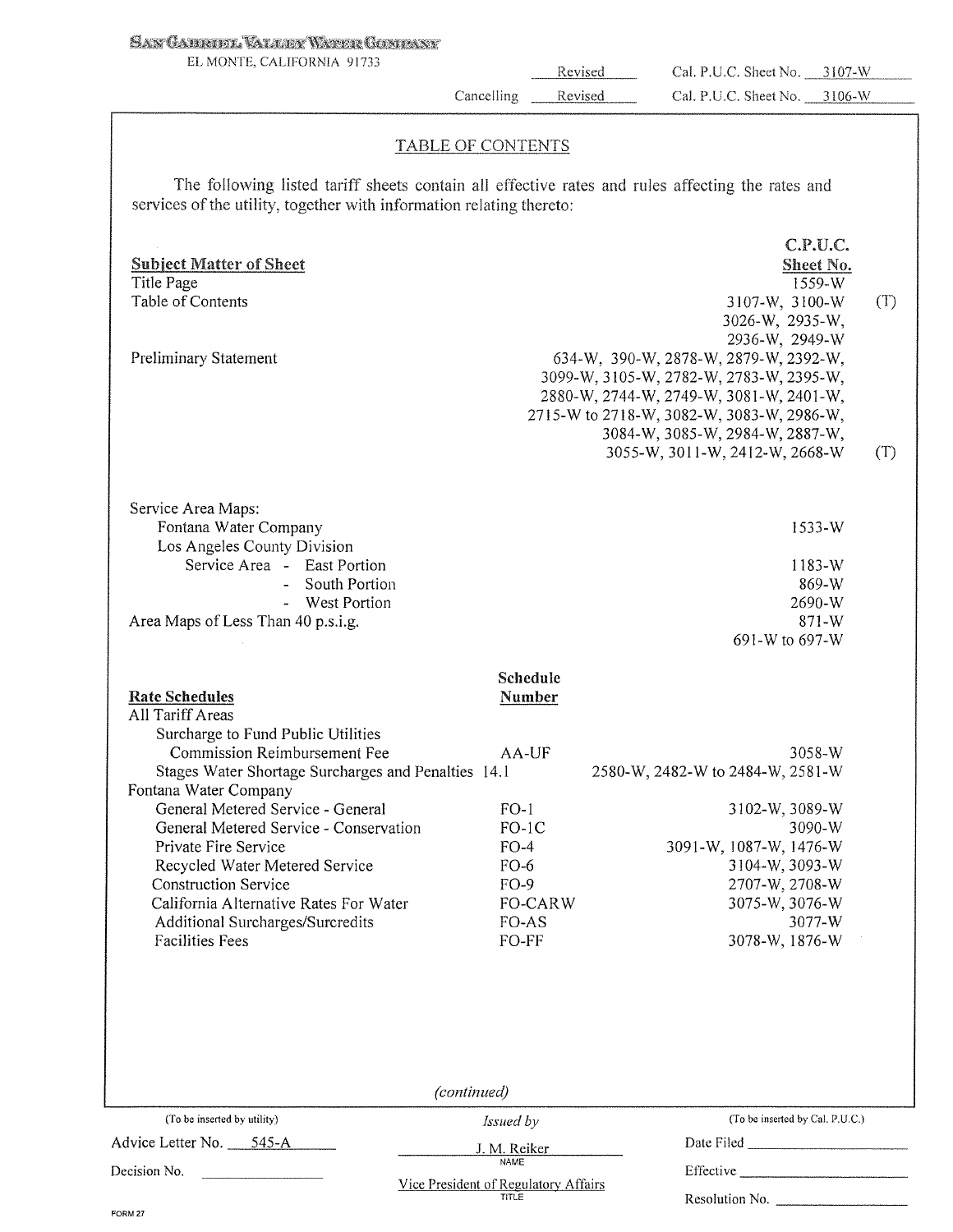SAN GABRIEL VALLEY WATER COMPANY
EL MONTE, CALIFORNIA 91733

Revised Cal. P.U.C. Sheet No. 3107-W
Cancelling Revised Cal. P.U.C. Sheet No. 3106-W

## TABLE OF CONTENTS

The following listed tariff sheets contain all effective rates and rules affecting the rates and services of the utility, together with information relating thereto:

| **Subject Matter of Sheet** | | **C.P.U.C. Sheet No.** | |
|---|---|---|---|
| Title Page | | 1559-W | |
| Table of Contents | | 3107-W, 3100-W 3026-W, 2935-W, 2936-W, 2949-W | (T) |
| Preliminary Statement | | 634-W, 390-W, 2878-W, 2879-W, 2392-W, 3099-W, 3105-W, 2782-W, 2783-W, 2395-W, 2880-W, 2744-W, 2749-W, 3081-W, 2401-W, 2715-W to 2718-W, 3082-W, 3083-W, 2986-W, 3084-W, 3085-W, 2984-W, 2887-W, 3055-W, 3011-W, 2412-W, 2668-W | (T) |
| Service Area Maps: | | | |
| Fontana Water Company | | 1533-W | |
| Los Angeles County Division | | | |
| Service Area - East Portion | | 1183-W | |
| - South Portion | | 869-W | |
| - West Portion | | 2690-W | |
| Area Maps of Less Than 40 p.s.i.g. | | 871-W 691-W to 697-W | |
| **Rate Schedules** | **Schedule Number** | | |
| All Tariff Areas | | | |
| Surcharge to Fund Public Utilities Commission Reimbursement Fee | AA-UF | 3058-W | |
| Stages Water Shortage Surcharges and Penalties | 14.1 | 2580-W, 2482-W to 2484-W, 2581-W | |
| Fontana Water Company | | | |
| General Metered Service - General | FO-1 | 3102-W, 3089-W | |
| General Metered Service - Conservation | FO-1C | 3090-W | |
| Private Fire Service | FO-4 | 3091-W, 1087-W, 1476-W | |
| Recycled Water Metered Service | FO-6 | 3104-W, 3093-W | |
| Construction Service | FO-9 | 2707-W, 2708-W | |
| California Alternative Rates For Water | FO-CARW | 3075-W, 3076-W | |
| Additional Surcharges/Surcredits | FO-AS | 3077-W | |
| Facilities Fees | FO-FF | 3078-W, 1876-W | |

*(continued)*

| (To be inserted by utility) | Issued by | (To be inserted by Cal. P.U.C.) |
|---|---|---|
| Advice Letter No. 545-A | J. M. Reiker (NAME) | Date Filed |
| Decision No. | Vice President of Regulatory Affairs (TITLE) | Effective |
| | | Resolution No. |

FORM 27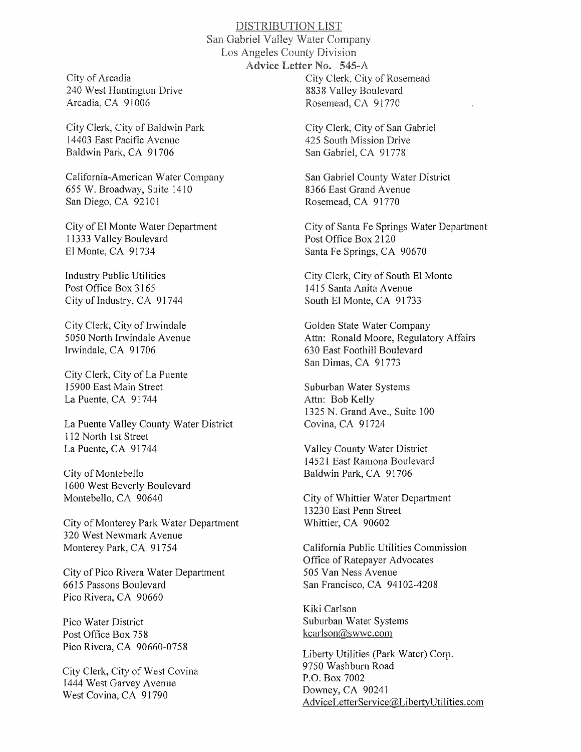# DISTRIBUTION LIST

San Gabriel Valley Water Company
Los Angeles County Division
**Advice Letter No. 545-A**

City of Arcadia
240 West Huntington Drive
Arcadia, CA 91006

City Clerk, City of Baldwin Park
14403 East Pacific Avenue
Baldwin Park, CA 91706

California-American Water Company
655 W. Broadway, Suite 1410
San Diego, CA 92101

City of El Monte Water Department
11333 Valley Boulevard
El Monte, CA 91734

Industry Public Utilities
Post Office Box 3165
City of Industry, CA 91744

City Clerk, City of Irwindale
5050 North Irwindale Avenue
Irwindale, CA 91706

City Clerk, City of La Puente
15900 East Main Street
La Puente, CA 91744

La Puente Valley County Water District
112 North 1st Street
La Puente, CA 91744

City of Montebello
1600 West Beverly Boulevard
Montebello, CA 90640

City of Monterey Park Water Department
320 West Newmark Avenue
Monterey Park, CA 91754

City of Pico Rivera Water Department
6615 Passons Boulevard
Pico Rivera, CA 90660

Pico Water District
Post Office Box 758
Pico Rivera, CA 90660-0758

City Clerk, City of West Covina
1444 West Garvey Avenue
West Covina, CA 91790

City Clerk, City of Rosemead
8838 Valley Boulevard
Rosemead, CA 91770

City Clerk, City of San Gabriel
425 South Mission Drive
San Gabriel, CA 91778

San Gabriel County Water District
8366 East Grand Avenue
Rosemead, CA 91770

City of Santa Fe Springs Water Department
Post Office Box 2120
Santa Fe Springs, CA 90670

City Clerk, City of South El Monte
1415 Santa Anita Avenue
South El Monte, CA 91733

Golden State Water Company
Attn: Ronald Moore, Regulatory Affairs
630 East Foothill Boulevard
San Dimas, CA 91773

Suburban Water Systems
Attn: Bob Kelly
1325 N. Grand Ave., Suite 100
Covina, CA 91724

Valley County Water District
14521 East Ramona Boulevard
Baldwin Park, CA 91706

City of Whittier Water Department
13230 East Penn Street
Whittier, CA 90602

California Public Utilities Commission
Office of Ratepayer Advocates
505 Van Ness Avenue
San Francisco, CA 94102-4208

Kiki Carlson
Suburban Water Systems
kcarlson@swwc.com

Liberty Utilities (Park Water) Corp.
9750 Washburn Road
P.O. Box 7002
Downey, CA 90241
AdviceLetterService@LibertyUtilities.com